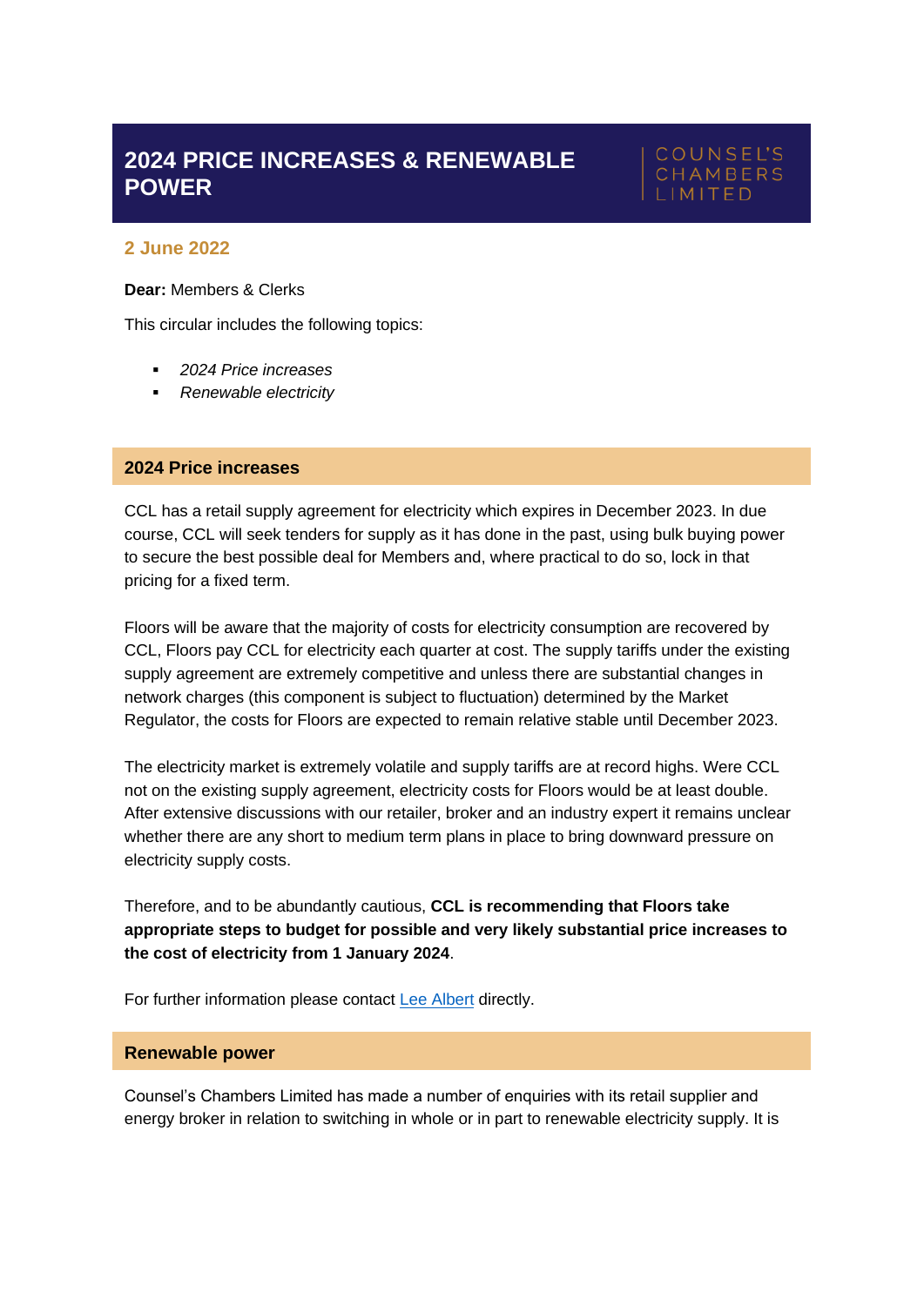# 2024 PRICE INCREASES & RENEWABLE POWER

COUNSEL'S CHAMBERS LIMITED

**2 June 2022**

**Dear:** Members & Clerks

This circular includes the following topics:

- *2024 Price increases*
- *Renewable electricity*

## 2024 Price increases

CCL has a retail supply agreement for electricity which expires in December 2023. In due course, CCL will seek tenders for supply as it has done in the past, using bulk buying power to secure the best possible deal for Members and, where practical to do so, lock in that pricing for a fixed term.

Floors will be aware that the majority of costs for electricity consumption are recovered by CCL, Floors pay CCL for electricity each quarter at cost. The supply tariffs under the existing supply agreement are extremely competitive and unless there are substantial changes in network charges (this component is subject to fluctuation) determined by the Market Regulator, the costs for Floors are expected to remain relative stable until December 2023.

The electricity market is extremely volatile and supply tariffs are at record highs. Were CCL not on the existing supply agreement, electricity costs for Floors would be at least double. After extensive discussions with our retailer, broker and an industry expert it remains unclear whether there are any short to medium term plans in place to bring downward pressure on electricity supply costs.

Therefore, and to be abundantly cautious, **CCL is recommending that Floors take appropriate steps to budget for possible and very likely substantial price increases to the cost of electricity from 1 January 2024**.

For further information please contact Lee Albert directly.

## Renewable power

Counsel's Chambers Limited has made a number of enquiries with its retail supplier and energy broker in relation to switching in whole or in part to renewable electricity supply. It is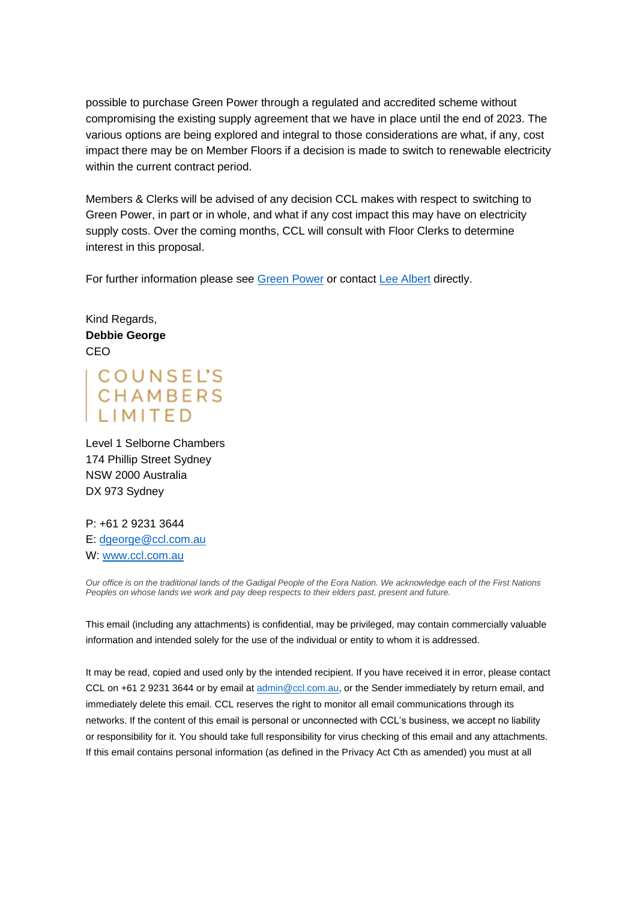possible to purchase Green Power through a regulated and accredited scheme without compromising the existing supply agreement that we have in place until the end of 2023. The various options are being explored and integral to those considerations are what, if any, cost impact there may be on Member Floors if a decision is made to switch to renewable electricity within the current contract period.

Members & Clerks will be advised of any decision CCL makes with respect to switching to Green Power, in part or in whole, and what if any cost impact this may have on electricity supply costs. Over the coming months, CCL will consult with Floor Clerks to determine interest in this proposal.

For further information please see Green Power or contact Lee Albert directly.

Kind Regards,
**Debbie George**
CEO

COUNSEL'S
CHAMBERS
LIMITED

Level 1 Selborne Chambers
174 Phillip Street Sydney
NSW 2000 Australia
DX 973 Sydney

P: +61 2 9231 3644
E: dgeorge@ccl.com.au
W: www.ccl.com.au

*Our office is on the traditional lands of the Gadigal People of the Eora Nation. We acknowledge each of the First Nations Peoples on whose lands we work and pay deep respects to their elders past, present and future.*

This email (including any attachments) is confidential, may be privileged, may contain commercially valuable information and intended solely for the use of the individual or entity to whom it is addressed.

It may be read, copied and used only by the intended recipient. If you have received it in error, please contact CCL on +61 2 9231 3644 or by email at admin@ccl.com.au, or the Sender immediately by return email, and immediately delete this email. CCL reserves the right to monitor all email communications through its networks. If the content of this email is personal or unconnected with CCL's business, we accept no liability or responsibility for it. You should take full responsibility for virus checking of this email and any attachments. If this email contains personal information (as defined in the Privacy Act Cth as amended) you must at all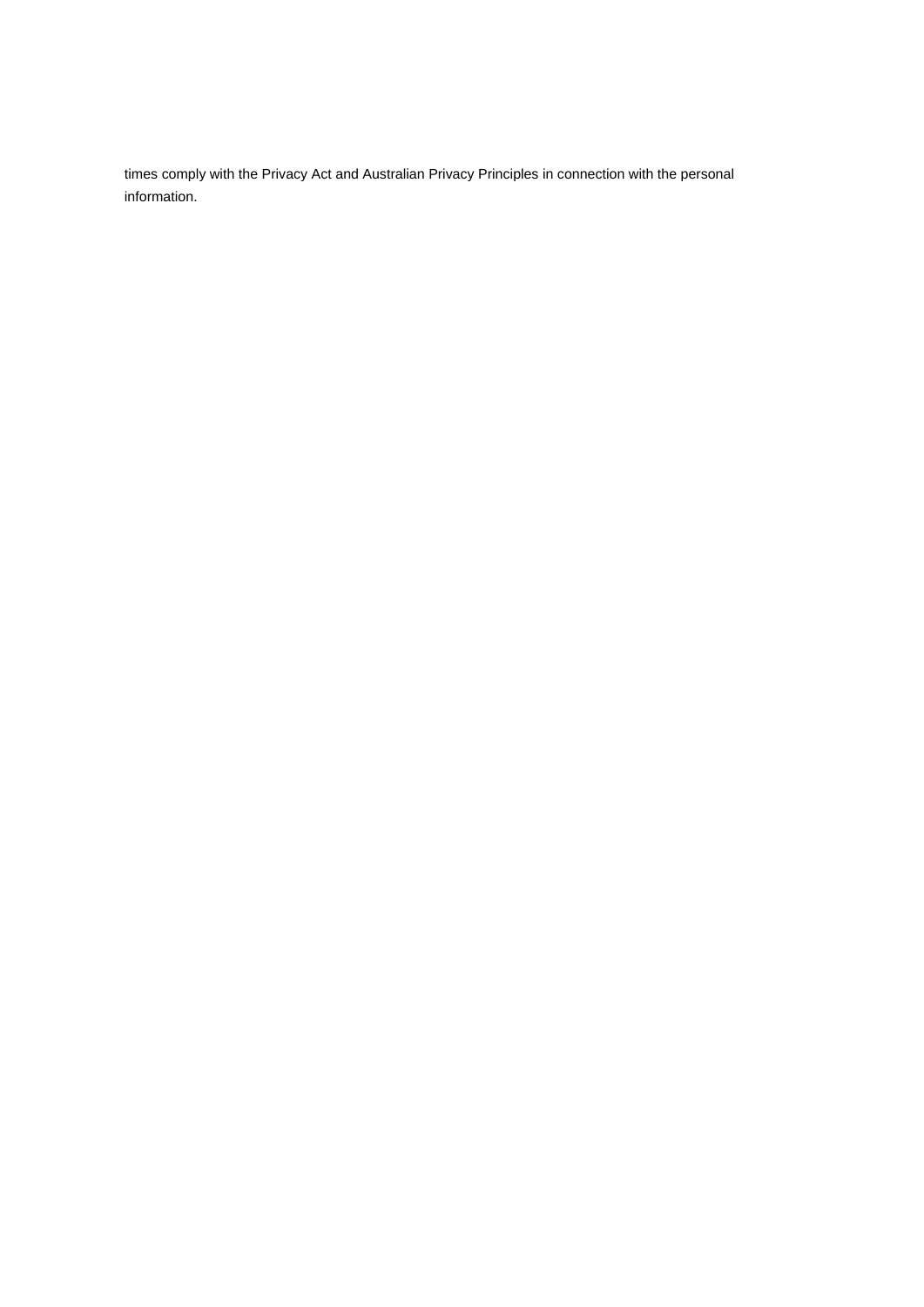times comply with the Privacy Act and Australian Privacy Principles in connection with the personal information.